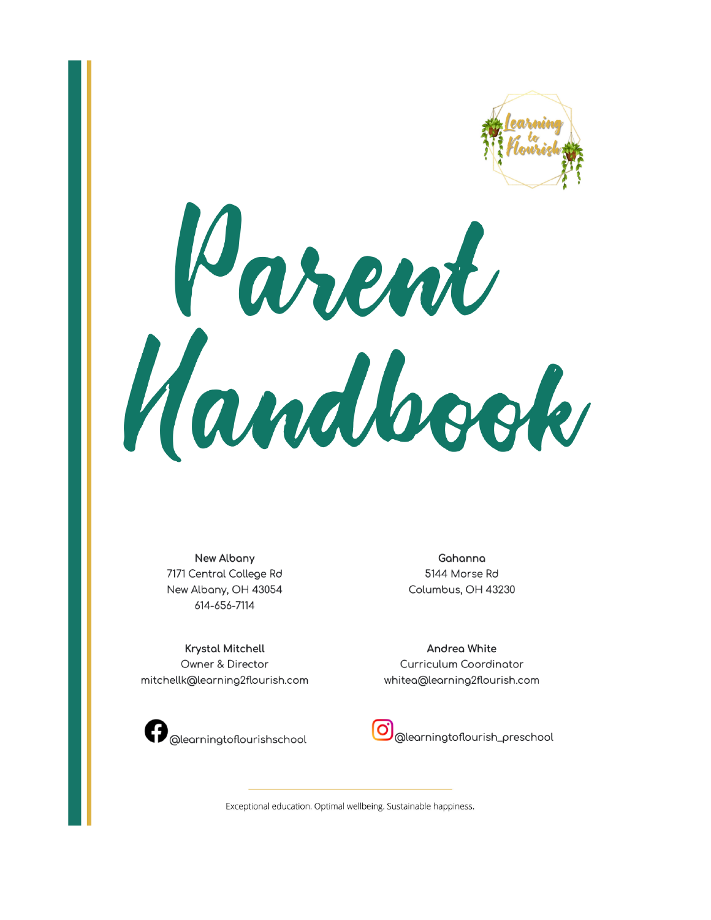# Parent Handbook

**New Albany**
7171 Central College Rd
New Albany, OH 43054
614-656-7114

**Gahanna**
5144 Morse Rd
Columbus, OH 43230

**Krystal Mitchell**
Owner & Director
mitchellk@learning2flourish.com

**Andrea White**
Curriculum Coordinator
whitea@learning2flourish.com

@learningtoflourishschool

@learningtoflourish_preschool

Exceptional education. Optimal wellbeing. Sustainable happiness.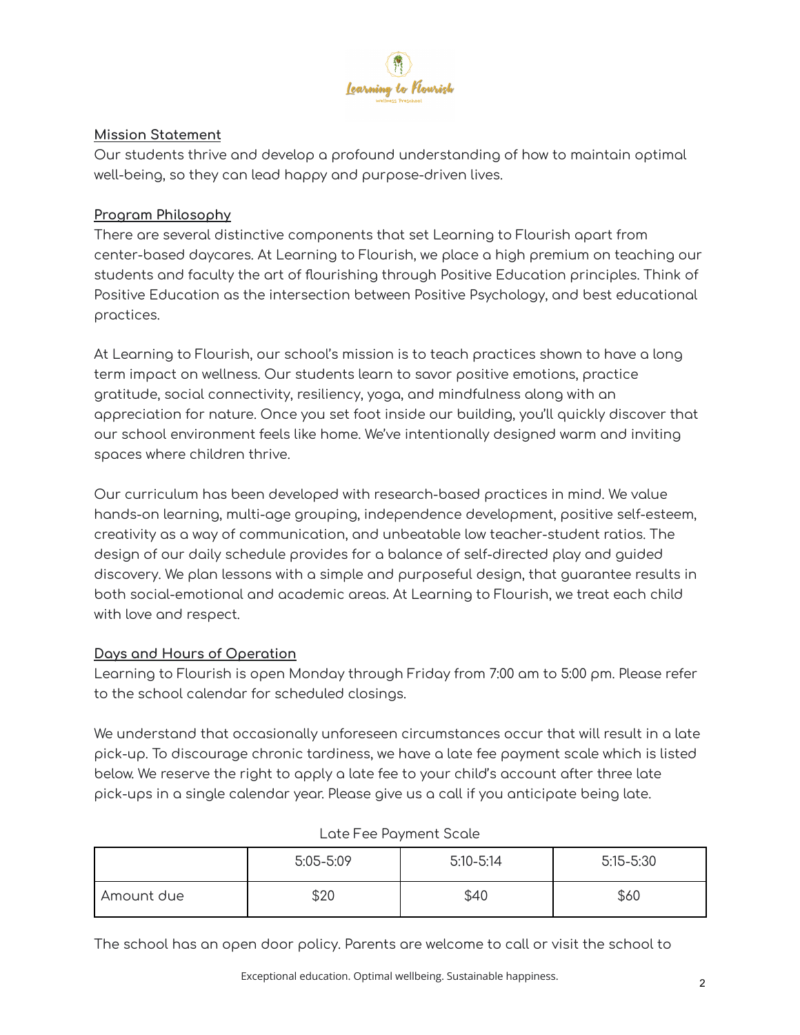## Mission Statement

Our students thrive and develop a profound understanding of how to maintain optimal well-being, so they can lead happy and purpose-driven lives.

## Program Philosophy

There are several distinctive components that set Learning to Flourish apart from center-based daycares. At Learning to Flourish, we place a high premium on teaching our students and faculty the art of flourishing through Positive Education principles. Think of Positive Education as the intersection between Positive Psychology, and best educational practices.

At Learning to Flourish, our school's mission is to teach practices shown to have a long term impact on wellness. Our students learn to savor positive emotions, practice gratitude, social connectivity, resiliency, yoga, and mindfulness along with an appreciation for nature. Once you set foot inside our building, you'll quickly discover that our school environment feels like home. We've intentionally designed warm and inviting spaces where children thrive.

Our curriculum has been developed with research-based practices in mind. We value hands-on learning, multi-age grouping, independence development, positive self-esteem, creativity as a way of communication, and unbeatable low teacher-student ratios. The design of our daily schedule provides for a balance of self-directed play and guided discovery. We plan lessons with a simple and purposeful design, that guarantee results in both social-emotional and academic areas. At Learning to Flourish, we treat each child with love and respect.

## Days and Hours of Operation

Learning to Flourish is open Monday through Friday from 7:00 am to 5:00 pm. Please refer to the school calendar for scheduled closings.

We understand that occasionally unforeseen circumstances occur that will result in a late pick-up. To discourage chronic tardiness, we have a late fee payment scale which is listed below. We reserve the right to apply a late fee to your child's account after three late pick-ups in a single calendar year. Please give us a call if you anticipate being late.

Late Fee Payment Scale

| | 5:05-5:09 | 5:10-5:14 | 5:15-5:30 |
|---|---|---|---|
| Amount due | $20 | $40 | $60 |

The school has an open door policy. Parents are welcome to call or visit the school to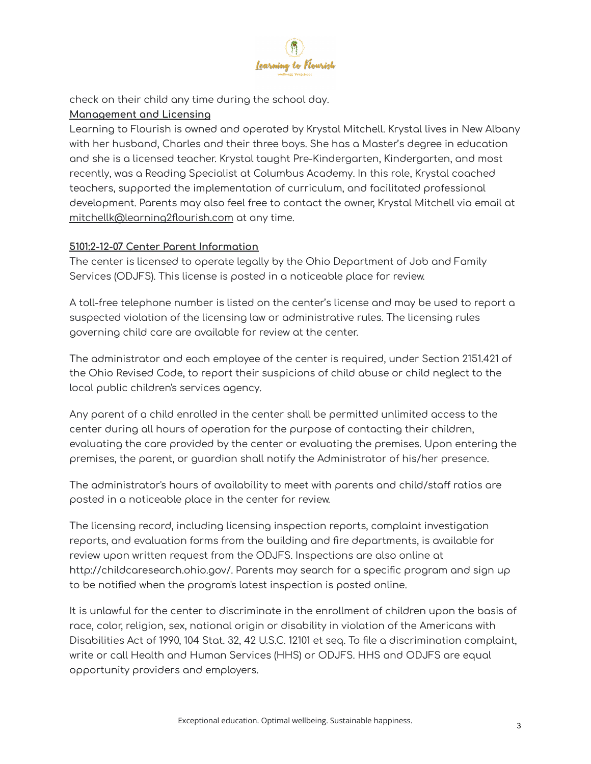check on their child any time during the school day.

**Management and Licensing**

Learning to Flourish is owned and operated by Krystal Mitchell. Krystal lives in New Albany with her husband, Charles and their three boys. She has a Master's degree in education and she is a licensed teacher. Krystal taught Pre-Kindergarten, Kindergarten, and most recently, was a Reading Specialist at Columbus Academy. In this role, Krystal coached teachers, supported the implementation of curriculum, and facilitated professional development. Parents may also feel free to contact the owner, Krystal Mitchell via email at mitchellk@learning2flourish.com at any time.

**5101:2-12-07 Center Parent Information**

The center is licensed to operate legally by the Ohio Department of Job and Family Services (ODJFS). This license is posted in a noticeable place for review.

A toll-free telephone number is listed on the center's license and may be used to report a suspected violation of the licensing law or administrative rules. The licensing rules governing child care are available for review at the center.

The administrator and each employee of the center is required, under Section 2151.421 of the Ohio Revised Code, to report their suspicions of child abuse or child neglect to the local public children's services agency.

Any parent of a child enrolled in the center shall be permitted unlimited access to the center during all hours of operation for the purpose of contacting their children, evaluating the care provided by the center or evaluating the premises. Upon entering the premises, the parent, or guardian shall notify the Administrator of his/her presence.

The administrator's hours of availability to meet with parents and child/staff ratios are posted in a noticeable place in the center for review.

The licensing record, including licensing inspection reports, complaint investigation reports, and evaluation forms from the building and fire departments, is available for review upon written request from the ODJFS. Inspections are also online at http://childcaresearch.ohio.gov/. Parents may search for a specific program and sign up to be notified when the program's latest inspection is posted online.

It is unlawful for the center to discriminate in the enrollment of children upon the basis of race, color, religion, sex, national origin or disability in violation of the Americans with Disabilities Act of 1990, 104 Stat. 32, 42 U.S.C. 12101 et seq. To file a discrimination complaint, write or call Health and Human Services (HHS) or ODJFS. HHS and ODJFS are equal opportunity providers and employers.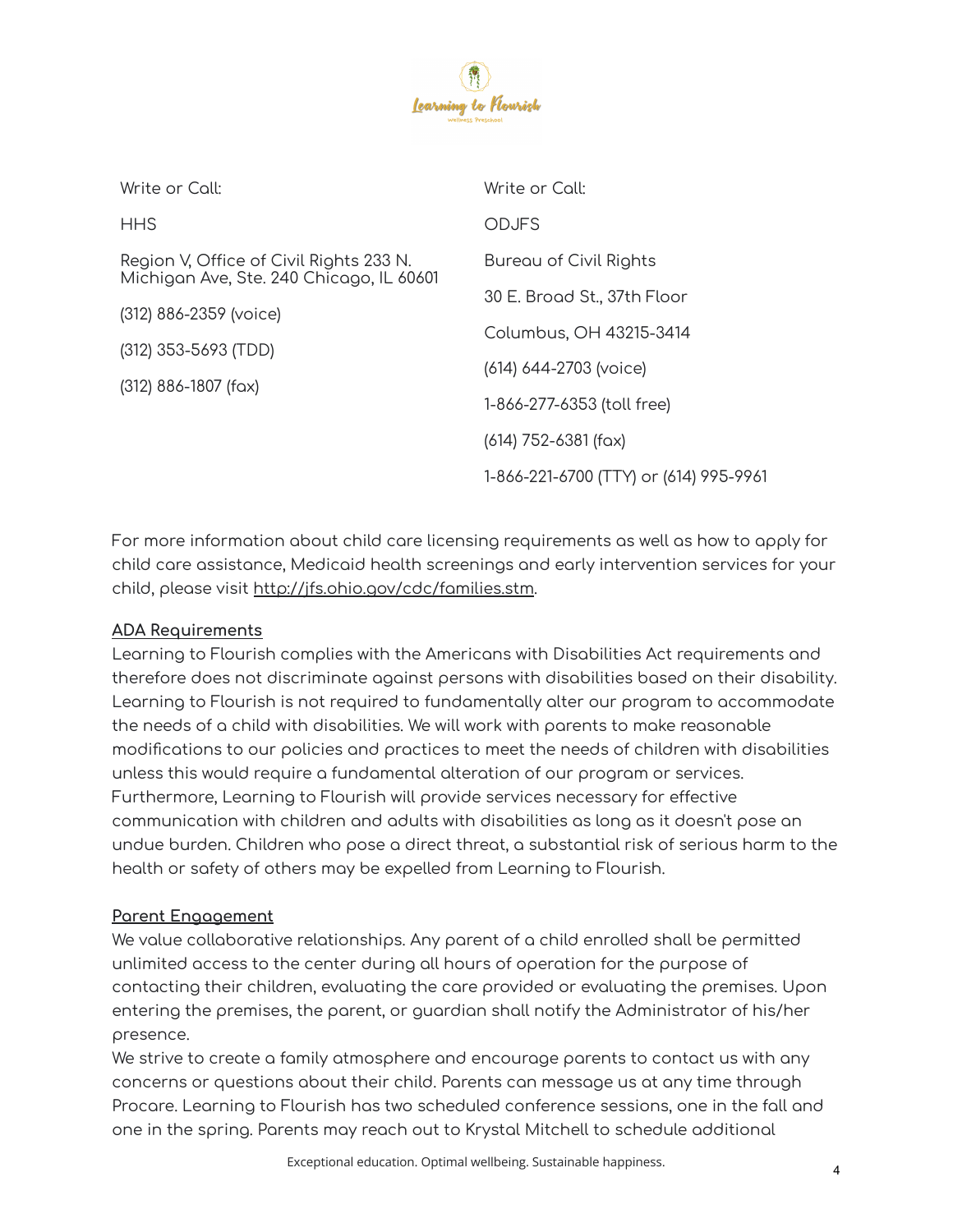Write or Call:

HHS

Region V, Office of Civil Rights 233 N. Michigan Ave, Ste. 240 Chicago, IL 60601

(312) 886-2359 (voice)

(312) 353-5693 (TDD)

(312) 886-1807 (fax)

Write or Call:

ODJFS

Bureau of Civil Rights

30 E. Broad St., 37th Floor

Columbus, OH 43215-3414

(614) 644-2703 (voice)

1-866-277-6353 (toll free)

(614) 752-6381 (fax)

1-866-221-6700 (TTY) or (614) 995-9961

For more information about child care licensing requirements as well as how to apply for child care assistance, Medicaid health screenings and early intervention services for your child, please visit http://jfs.ohio.gov/cdc/families.stm.

**ADA Requirements**

Learning to Flourish complies with the Americans with Disabilities Act requirements and therefore does not discriminate against persons with disabilities based on their disability. Learning to Flourish is not required to fundamentally alter our program to accommodate the needs of a child with disabilities. We will work with parents to make reasonable modifications to our policies and practices to meet the needs of children with disabilities unless this would require a fundamental alteration of our program or services. Furthermore, Learning to Flourish will provide services necessary for effective communication with children and adults with disabilities as long as it doesn't pose an undue burden. Children who pose a direct threat, a substantial risk of serious harm to the health or safety of others may be expelled from Learning to Flourish.

**Parent Engagement**

We value collaborative relationships. Any parent of a child enrolled shall be permitted unlimited access to the center during all hours of operation for the purpose of contacting their children, evaluating the care provided or evaluating the premises. Upon entering the premises, the parent, or guardian shall notify the Administrator of his/her presence.

We strive to create a family atmosphere and encourage parents to contact us with any concerns or questions about their child. Parents can message us at any time through Procare. Learning to Flourish has two scheduled conference sessions, one in the fall and one in the spring. Parents may reach out to Krystal Mitchell to schedule additional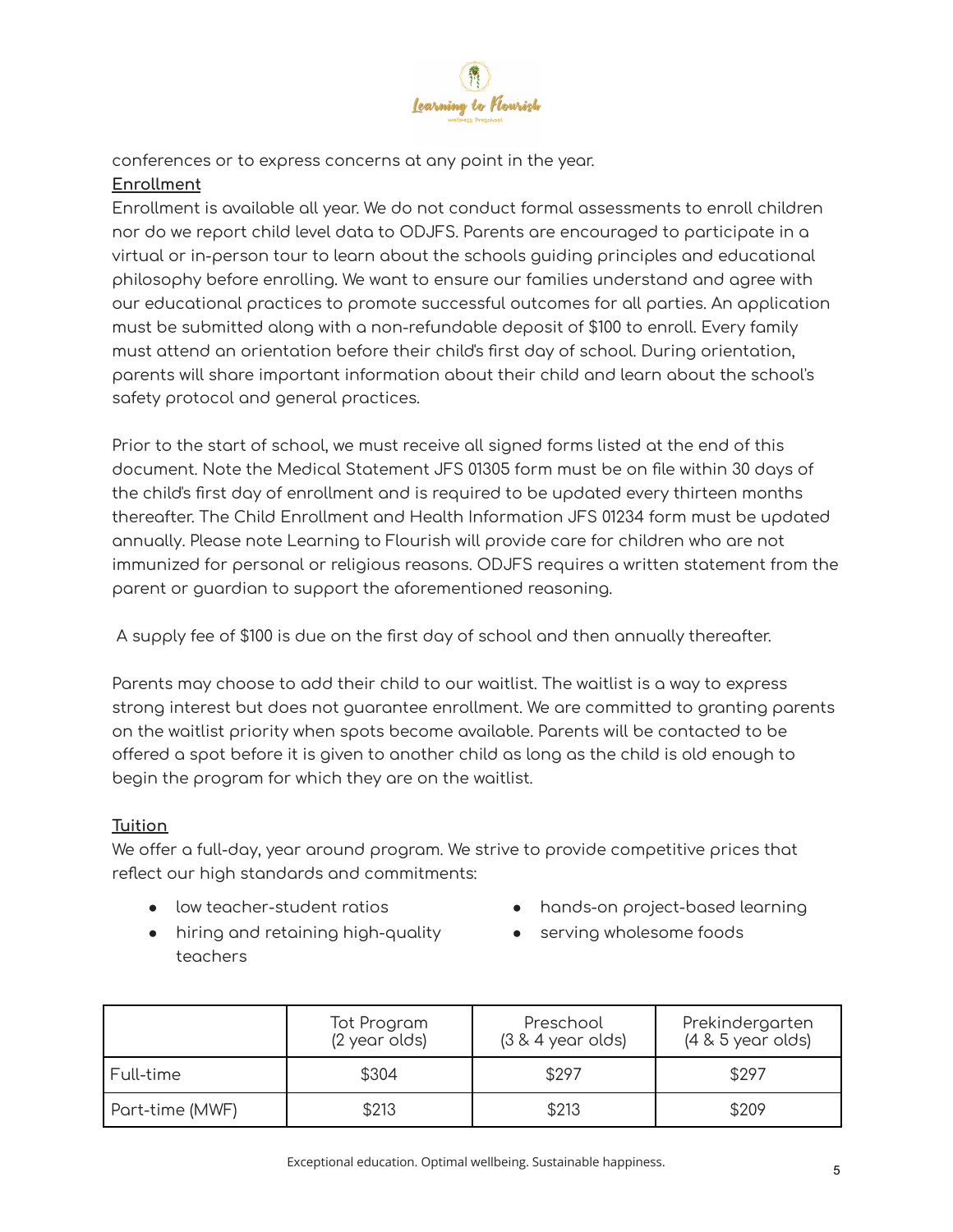conferences or to express concerns at any point in the year.

**Enrollment**

Enrollment is available all year. We do not conduct formal assessments to enroll children nor do we report child level data to ODJFS. Parents are encouraged to participate in a virtual or in-person tour to learn about the schools guiding principles and educational philosophy before enrolling. We want to ensure our families understand and agree with our educational practices to promote successful outcomes for all parties. An application must be submitted along with a non-refundable deposit of $100 to enroll. Every family must attend an orientation before their child's first day of school. During orientation, parents will share important information about their child and learn about the school's safety protocol and general practices.

Prior to the start of school, we must receive all signed forms listed at the end of this document. Note the Medical Statement JFS 01305 form must be on file within 30 days of the child's first day of enrollment and is required to be updated every thirteen months thereafter. The Child Enrollment and Health Information JFS 01234 form must be updated annually. Please note Learning to Flourish will provide care for children who are not immunized for personal or religious reasons. ODJFS requires a written statement from the parent or guardian to support the aforementioned reasoning.

A supply fee of $100 is due on the first day of school and then annually thereafter.

Parents may choose to add their child to our waitlist. The waitlist is a way to express strong interest but does not guarantee enrollment. We are committed to granting parents on the waitlist priority when spots become available. Parents will be contacted to be offered a spot before it is given to another child as long as the child is old enough to begin the program for which they are on the waitlist.

**Tuition**

We offer a full-day, year around program. We strive to provide competitive prices that reflect our high standards and commitments:

- low teacher-student ratios
- hiring and retaining high-quality teachers
- hands-on project-based learning
- serving wholesome foods

| | Tot Program (2 year olds) | Preschool (3 & 4 year olds) | Prekindergarten (4 & 5 year olds) |
|---|---|---|---|
| Full-time | $304 | $297 | $297 |
| Part-time (MWF) | $213 | $213 | $209 |

Exceptional education. Optimal wellbeing. Sustainable happiness.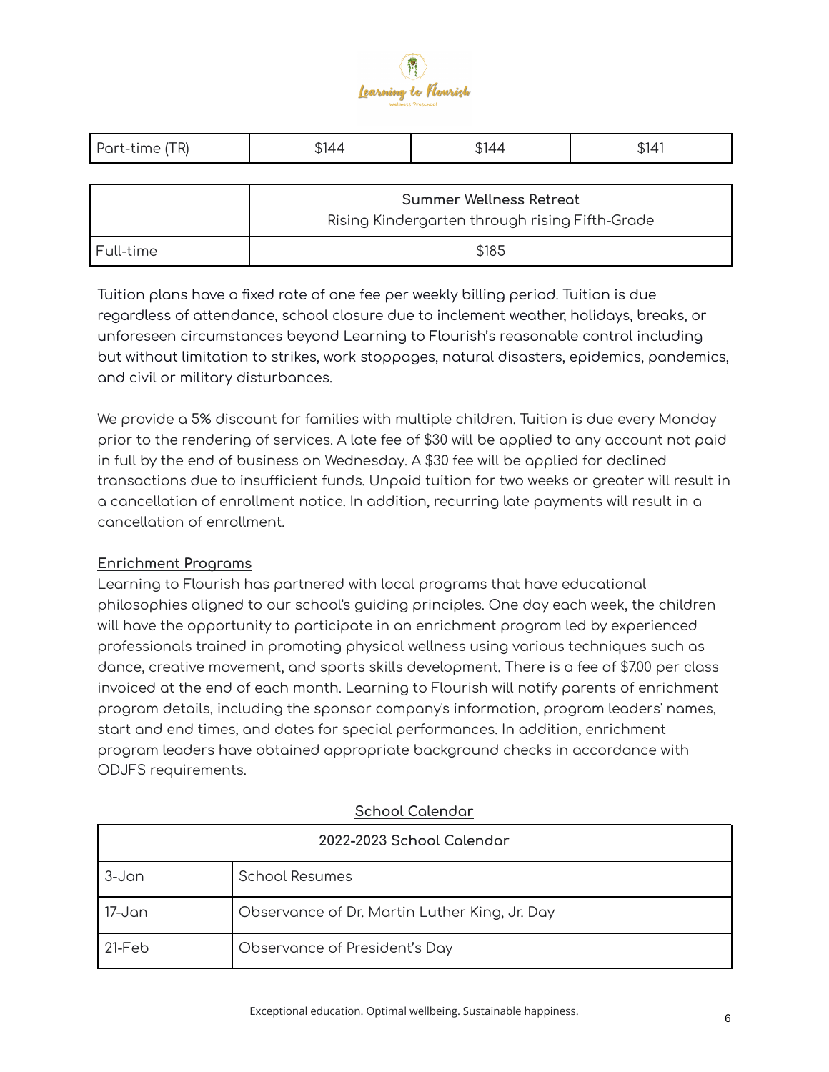| Part-time (TR) | $144 | $144 | $141 |
|---|---|---|---|

| | **Summer Wellness Retreat** Rising Kindergarten through rising Fifth-Grade |
|---|---|
| Full-time | $185 |

Tuition plans have a fixed rate of one fee per weekly billing period. Tuition is due regardless of attendance, school closure due to inclement weather, holidays, breaks, or unforeseen circumstances beyond Learning to Flourish's reasonable control including but without limitation to strikes, work stoppages, natural disasters, epidemics, pandemics, and civil or military disturbances.

We provide a 5% discount for families with multiple children. Tuition is due every Monday prior to the rendering of services. A late fee of $30 will be applied to any account not paid in full by the end of business on Wednesday. A $30 fee will be applied for declined transactions due to insufficient funds. Unpaid tuition for two weeks or greater will result in a cancellation of enrollment notice. In addition, recurring late payments will result in a cancellation of enrollment.

**Enrichment Programs**

Learning to Flourish has partnered with local programs that have educational philosophies aligned to our school's guiding principles. One day each week, the children will have the opportunity to participate in an enrichment program led by experienced professionals trained in promoting physical wellness using various techniques such as dance, creative movement, and sports skills development. There is a fee of $7.00 per class invoiced at the end of each month. Learning to Flourish will notify parents of enrichment program details, including the sponsor company's information, program leaders' names, start and end times, and dates for special performances. In addition, enrichment program leaders have obtained appropriate background checks in accordance with ODJFS requirements.

**School Calendar**

| 2022-2023 School Calendar | |
|---|---|
| 3-Jan | School Resumes |
| 17-Jan | Observance of Dr. Martin Luther King, Jr. Day |
| 21-Feb | Observance of President's Day |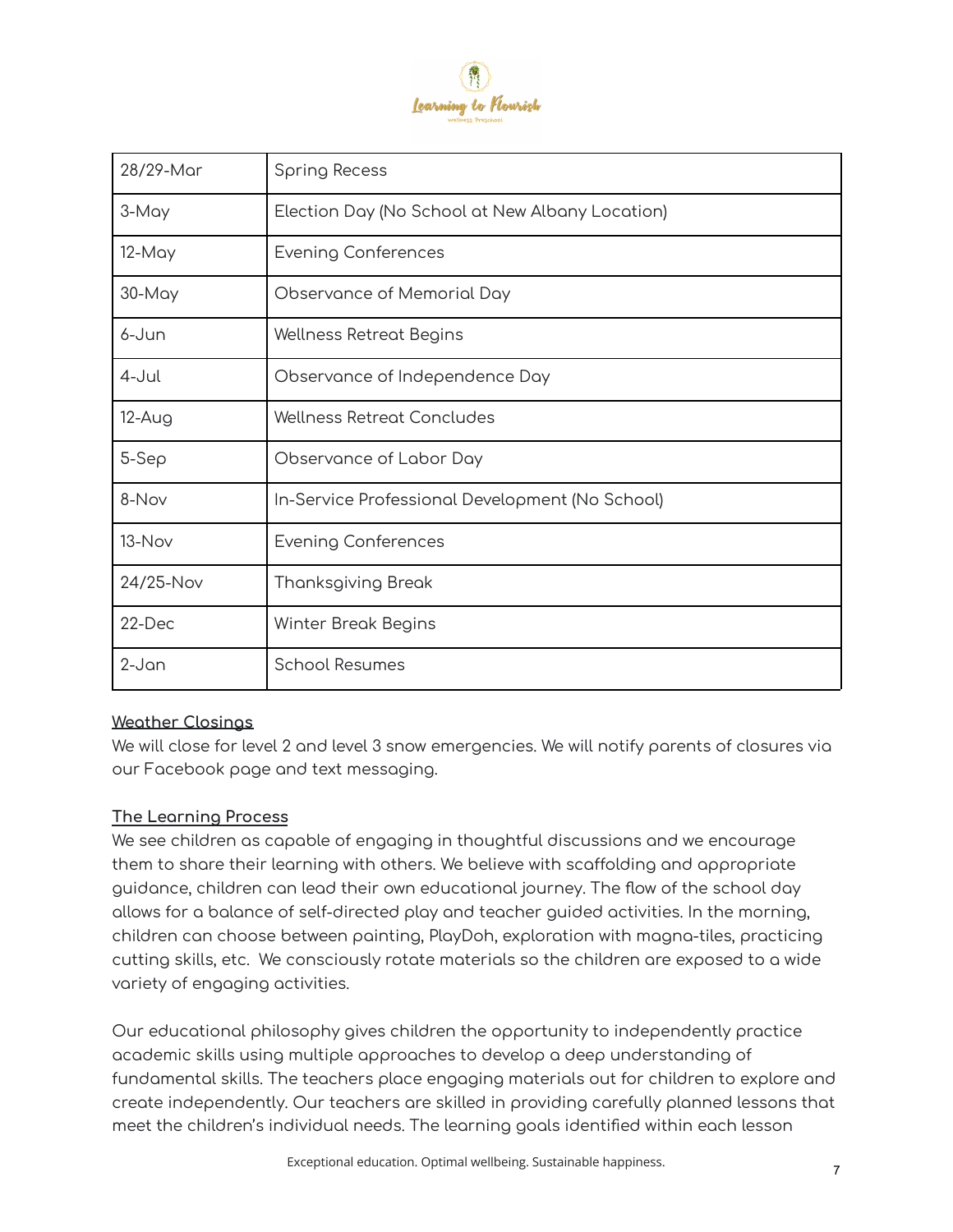| | |
|---|---|
| 28/29-Mar | Spring Recess |
| 3-May | Election Day (No School at New Albany Location) |
| 12-May | Evening Conferences |
| 30-May | Observance of Memorial Day |
| 6-Jun | Wellness Retreat Begins |
| 4-Jul | Observance of Independence Day |
| 12-Aug | Wellness Retreat Concludes |
| 5-Sep | Observance of Labor Day |
| 8-Nov | In-Service Professional Development (No School) |
| 13-Nov | Evening Conferences |
| 24/25-Nov | Thanksgiving Break |
| 22-Dec | Winter Break Begins |
| 2-Jan | School Resumes |

**Weather Closings**

We will close for level 2 and level 3 snow emergencies. We will notify parents of closures via our Facebook page and text messaging.

**The Learning Process**

We see children as capable of engaging in thoughtful discussions and we encourage them to share their learning with others. We believe with scaffolding and appropriate guidance, children can lead their own educational journey. The flow of the school day allows for a balance of self-directed play and teacher guided activities. In the morning, children can choose between painting, PlayDoh, exploration with magna-tiles, practicing cutting skills, etc. We consciously rotate materials so the children are exposed to a wide variety of engaging activities.

Our educational philosophy gives children the opportunity to independently practice academic skills using multiple approaches to develop a deep understanding of fundamental skills. The teachers place engaging materials out for children to explore and create independently. Our teachers are skilled in providing carefully planned lessons that meet the children's individual needs. The learning goals identified within each lesson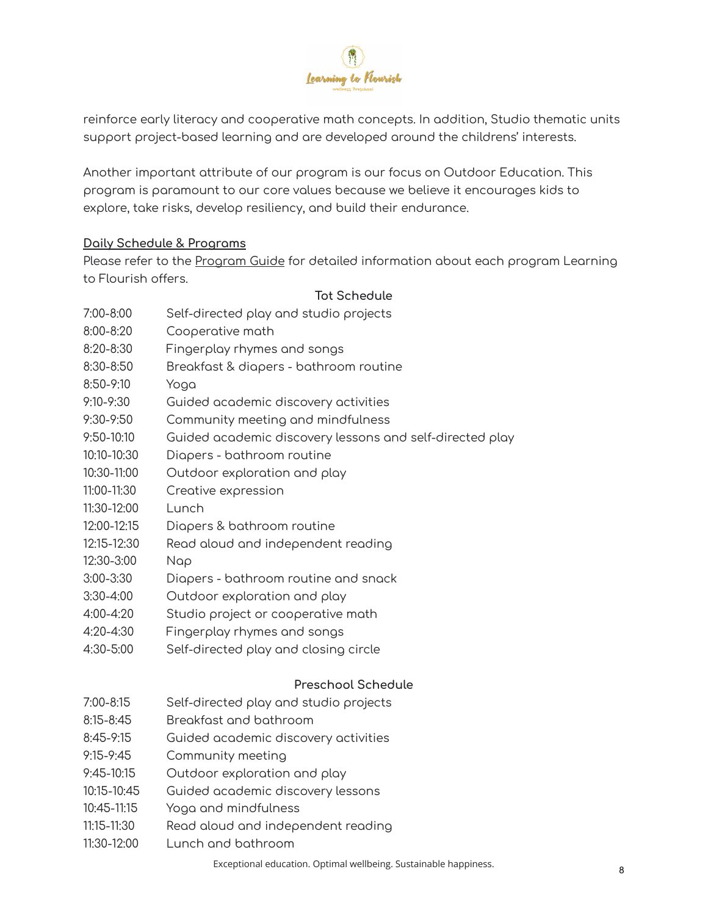reinforce early literacy and cooperative math concepts. In addition, Studio thematic units support project-based learning and are developed around the childrens' interests.

Another important attribute of our program is our focus on Outdoor Education. This program is paramount to our core values because we believe it encourages kids to explore, take risks, develop resiliency, and build their endurance.

**Daily Schedule & Programs**

Please refer to the Program Guide for detailed information about each program Learning to Flourish offers.

**Tot Schedule**

| Time | Activity |
| --- | --- |
| 7:00-8:00 | Self-directed play and studio projects |
| 8:00-8:20 | Cooperative math |
| 8:20-8:30 | Fingerplay rhymes and songs |
| 8:30-8:50 | Breakfast & diapers - bathroom routine |
| 8:50-9:10 | Yoga |
| 9:10-9:30 | Guided academic discovery activities |
| 9:30-9:50 | Community meeting and mindfulness |
| 9:50-10:10 | Guided academic discovery lessons and self-directed play |
| 10:10-10:30 | Diapers - bathroom routine |
| 10:30-11:00 | Outdoor exploration and play |
| 11:00-11:30 | Creative expression |
| 11:30-12:00 | Lunch |
| 12:00-12:15 | Diapers & bathroom routine |
| 12:15-12:30 | Read aloud and independent reading |
| 12:30-3:00 | Nap |
| 3:00-3:30 | Diapers - bathroom routine and snack |
| 3:30-4:00 | Outdoor exploration and play |
| 4:00-4:20 | Studio project or cooperative math |
| 4:20-4:30 | Fingerplay rhymes and songs |
| 4:30-5:00 | Self-directed play and closing circle |

**Preschool Schedule**

| Time | Activity |
| --- | --- |
| 7:00-8:15 | Self-directed play and studio projects |
| 8:15-8:45 | Breakfast and bathroom |
| 8:45-9:15 | Guided academic discovery activities |
| 9:15-9:45 | Community meeting |
| 9:45-10:15 | Outdoor exploration and play |
| 10:15-10:45 | Guided academic discovery lessons |
| 10:45-11:15 | Yoga and mindfulness |
| 11:15-11:30 | Read aloud and independent reading |
| 11:30-12:00 | Lunch and bathroom |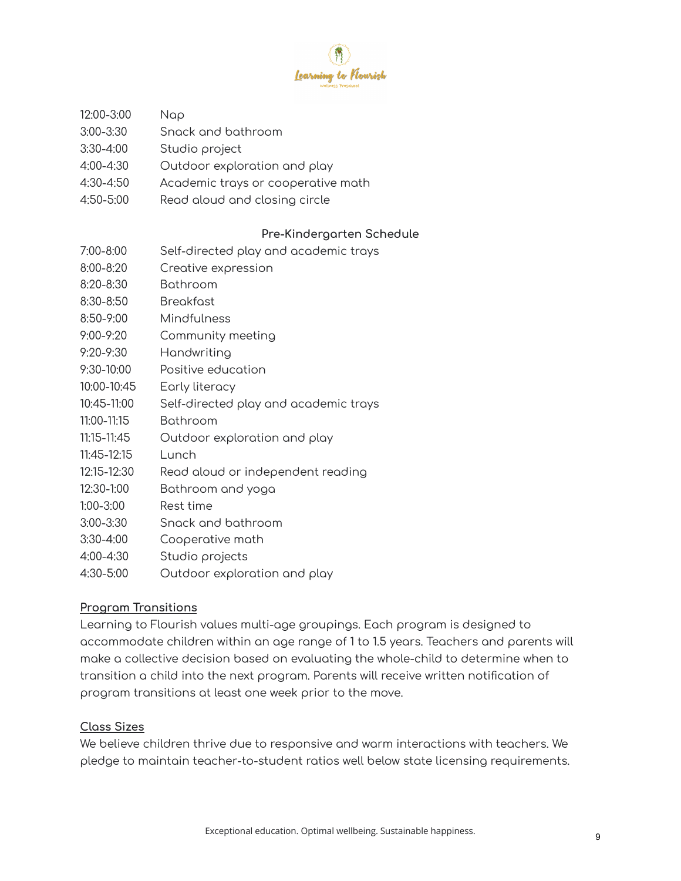| | |
|---|---|
| 12:00-3:00 | Nap |
| 3:00-3:30 | Snack and bathroom |
| 3:30-4:00 | Studio project |
| 4:00-4:30 | Outdoor exploration and play |
| 4:30-4:50 | Academic trays or cooperative math |
| 4:50-5:00 | Read aloud and closing circle |

**Pre-Kindergarten Schedule**

| | |
|---|---|
| 7:00-8:00 | Self-directed play and academic trays |
| 8:00-8:20 | Creative expression |
| 8:20-8:30 | Bathroom |
| 8:30-8:50 | Breakfast |
| 8:50-9:00 | Mindfulness |
| 9:00-9:20 | Community meeting |
| 9:20-9:30 | Handwriting |
| 9:30-10:00 | Positive education |
| 10:00-10:45 | Early literacy |
| 10:45-11:00 | Self-directed play and academic trays |
| 11:00-11:15 | Bathroom |
| 11:15-11:45 | Outdoor exploration and play |
| 11:45-12:15 | Lunch |
| 12:15-12:30 | Read aloud or independent reading |
| 12:30-1:00 | Bathroom and yoga |
| 1:00-3:00 | Rest time |
| 3:00-3:30 | Snack and bathroom |
| 3:30-4:00 | Cooperative math |
| 4:00-4:30 | Studio projects |
| 4:30-5:00 | Outdoor exploration and play |

## Program Transitions

Learning to Flourish values multi-age groupings. Each program is designed to accommodate children within an age range of 1 to 1.5 years. Teachers and parents will make a collective decision based on evaluating the whole-child to determine when to transition a child into the next program. Parents will receive written notification of program transitions at least one week prior to the move.

## Class Sizes

We believe children thrive due to responsive and warm interactions with teachers. We pledge to maintain teacher-to-student ratios well below state licensing requirements.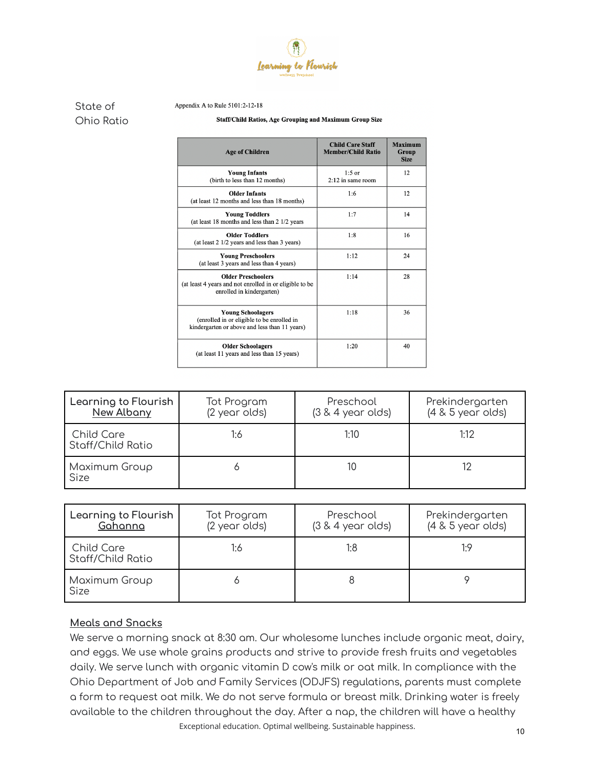State of Ohio Ratio

Appendix A to Rule 5101:2-12-18

**Staff/Child Ratios, Age Grouping and Maximum Group Size**

| Age of Children | Child Care Staff Member/Child Ratio | Maximum Group Size |
|---|---|---|
| **Young Infants** (birth to less than 12 months) | 1:5 or 2:12 in same room | 12 |
| **Older Infants** (at least 12 months and less than 18 months) | 1:6 | 12 |
| **Young Toddlers** (at least 18 months and less than 2 1/2 years | 1:7 | 14 |
| **Older Toddlers** (at least 2 1/2 years and less than 3 years) | 1:8 | 16 |
| **Young Preschoolers** (at least 3 years and less than 4 years) | 1:12 | 24 |
| **Older Preschoolers** (at least 4 years and not enrolled in or eligible to be enrolled in kindergarten) | 1:14 | 28 |
| **Young Schoolagers** (enrolled in or eligible to be enrolled in kindergarten or above and less than 11 years) | 1:18 | 36 |
| **Older Schoolagers** (at least 11 years and less than 15 years) | 1:20 | 40 |

| Learning to Flourish New Albany | Tot Program (2 year olds) | Preschool (3 & 4 year olds) | Prekindergarten (4 & 5 year olds) |
|---|---|---|---|
| Child Care Staff/Child Ratio | 1:6 | 1:10 | 1:12 |
| Maximum Group Size | 6 | 10 | 12 |

| Learning to Flourish Gahanna | Tot Program (2 year olds) | Preschool (3 & 4 year olds) | Prekindergarten (4 & 5 year olds) |
|---|---|---|---|
| Child Care Staff/Child Ratio | 1:6 | 1:8 | 1:9 |
| Maximum Group Size | 6 | 8 | 9 |

## Meals and Snacks

We serve a morning snack at 8:30 am. Our wholesome lunches include organic meat, dairy, and eggs. We use whole grains products and strive to provide fresh fruits and vegetables daily. We serve lunch with organic vitamin D cow's milk or oat milk. In compliance with the Ohio Department of Job and Family Services (ODJFS) regulations, parents must complete a form to request oat milk. We do not serve formula or breast milk. Drinking water is freely available to the children throughout the day. After a nap, the children will have a healthy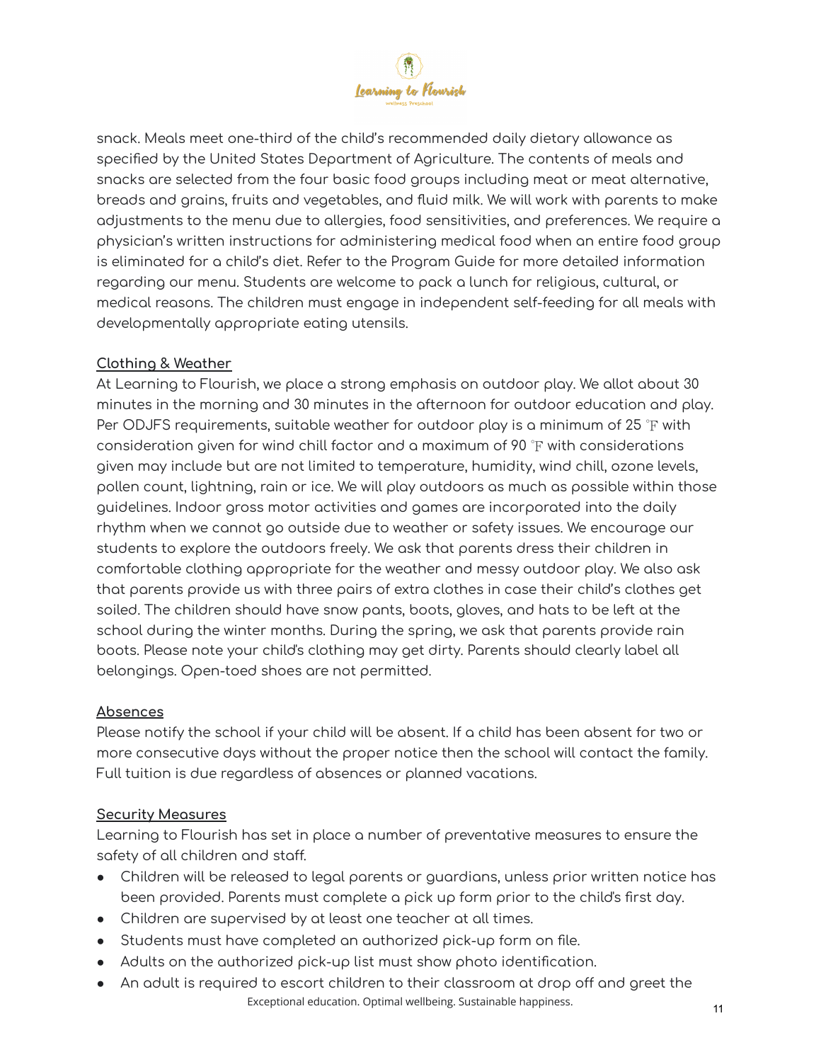snack. Meals meet one-third of the child's recommended daily dietary allowance as specified by the United States Department of Agriculture. The contents of meals and snacks are selected from the four basic food groups including meat or meat alternative, breads and grains, fruits and vegetables, and fluid milk. We will work with parents to make adjustments to the menu due to allergies, food sensitivities, and preferences. We require a physician's written instructions for administering medical food when an entire food group is eliminated for a child's diet. Refer to the Program Guide for more detailed information regarding our menu. Students are welcome to pack a lunch for religious, cultural, or medical reasons. The children must engage in independent self-feeding for all meals with developmentally appropriate eating utensils.

## Clothing & Weather

At Learning to Flourish, we place a strong emphasis on outdoor play. We allot about 30 minutes in the morning and 30 minutes in the afternoon for outdoor education and play. Per ODJFS requirements, suitable weather for outdoor play is a minimum of 25 ℉ with consideration given for wind chill factor and a maximum of 90 ℉ with considerations given may include but are not limited to temperature, humidity, wind chill, ozone levels, pollen count, lightning, rain or ice. We will play outdoors as much as possible within those guidelines. Indoor gross motor activities and games are incorporated into the daily rhythm when we cannot go outside due to weather or safety issues. We encourage our students to explore the outdoors freely. We ask that parents dress their children in comfortable clothing appropriate for the weather and messy outdoor play. We also ask that parents provide us with three pairs of extra clothes in case their child's clothes get soiled. The children should have snow pants, boots, gloves, and hats to be left at the school during the winter months. During the spring, we ask that parents provide rain boots. Please note your child's clothing may get dirty. Parents should clearly label all belongings. Open-toed shoes are not permitted.

## Absences

Please notify the school if your child will be absent. If a child has been absent for two or more consecutive days without the proper notice then the school will contact the family. Full tuition is due regardless of absences or planned vacations.

## Security Measures

Learning to Flourish has set in place a number of preventative measures to ensure the safety of all children and staff.

- Children will be released to legal parents or guardians, unless prior written notice has been provided. Parents must complete a pick up form prior to the child's first day.
- Children are supervised by at least one teacher at all times.
- Students must have completed an authorized pick-up form on file.
- Adults on the authorized pick-up list must show photo identification.
- An adult is required to escort children to their classroom at drop off and greet the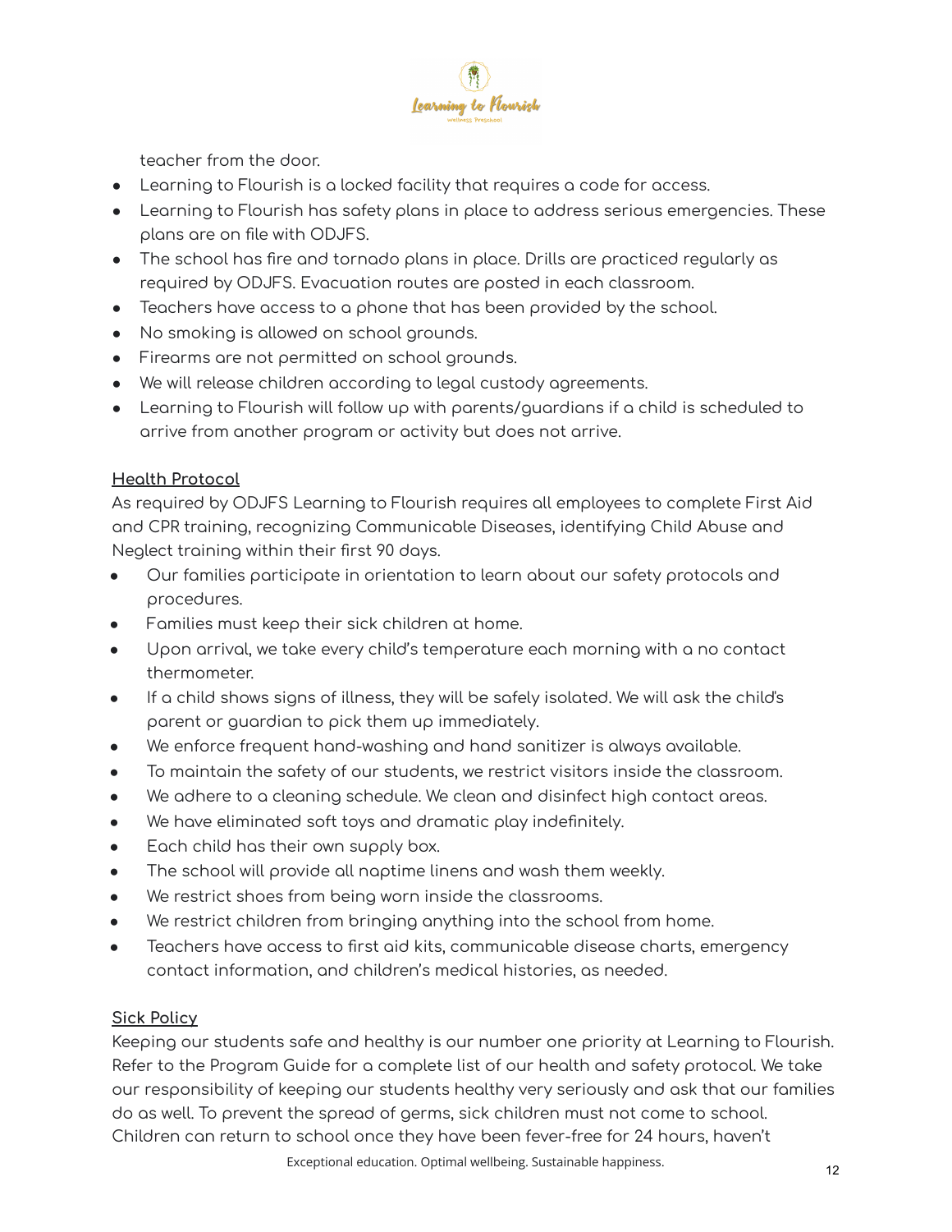teacher from the door.

- Learning to Flourish is a locked facility that requires a code for access.
- Learning to Flourish has safety plans in place to address serious emergencies. These plans are on file with ODJFS.
- The school has fire and tornado plans in place. Drills are practiced regularly as required by ODJFS. Evacuation routes are posted in each classroom.
- Teachers have access to a phone that has been provided by the school.
- No smoking is allowed on school grounds.
- Firearms are not permitted on school grounds.
- We will release children according to legal custody agreements.
- Learning to Flourish will follow up with parents/guardians if a child is scheduled to arrive from another program or activity but does not arrive.

**Health Protocol**

As required by ODJFS Learning to Flourish requires all employees to complete First Aid and CPR training, recognizing Communicable Diseases, identifying Child Abuse and Neglect training within their first 90 days.

- Our families participate in orientation to learn about our safety protocols and procedures.
- Families must keep their sick children at home.
- Upon arrival, we take every child's temperature each morning with a no contact thermometer.
- If a child shows signs of illness, they will be safely isolated. We will ask the child's parent or guardian to pick them up immediately.
- We enforce frequent hand-washing and hand sanitizer is always available.
- To maintain the safety of our students, we restrict visitors inside the classroom.
- We adhere to a cleaning schedule. We clean and disinfect high contact areas.
- We have eliminated soft toys and dramatic play indefinitely.
- Each child has their own supply box.
- The school will provide all naptime linens and wash them weekly.
- We restrict shoes from being worn inside the classrooms.
- We restrict children from bringing anything into the school from home.
- Teachers have access to first aid kits, communicable disease charts, emergency contact information, and children's medical histories, as needed.

**Sick Policy**

Keeping our students safe and healthy is our number one priority at Learning to Flourish. Refer to the Program Guide for a complete list of our health and safety protocol. We take our responsibility of keeping our students healthy very seriously and ask that our families do as well. To prevent the spread of germs, sick children must not come to school. Children can return to school once they have been fever-free for 24 hours, haven't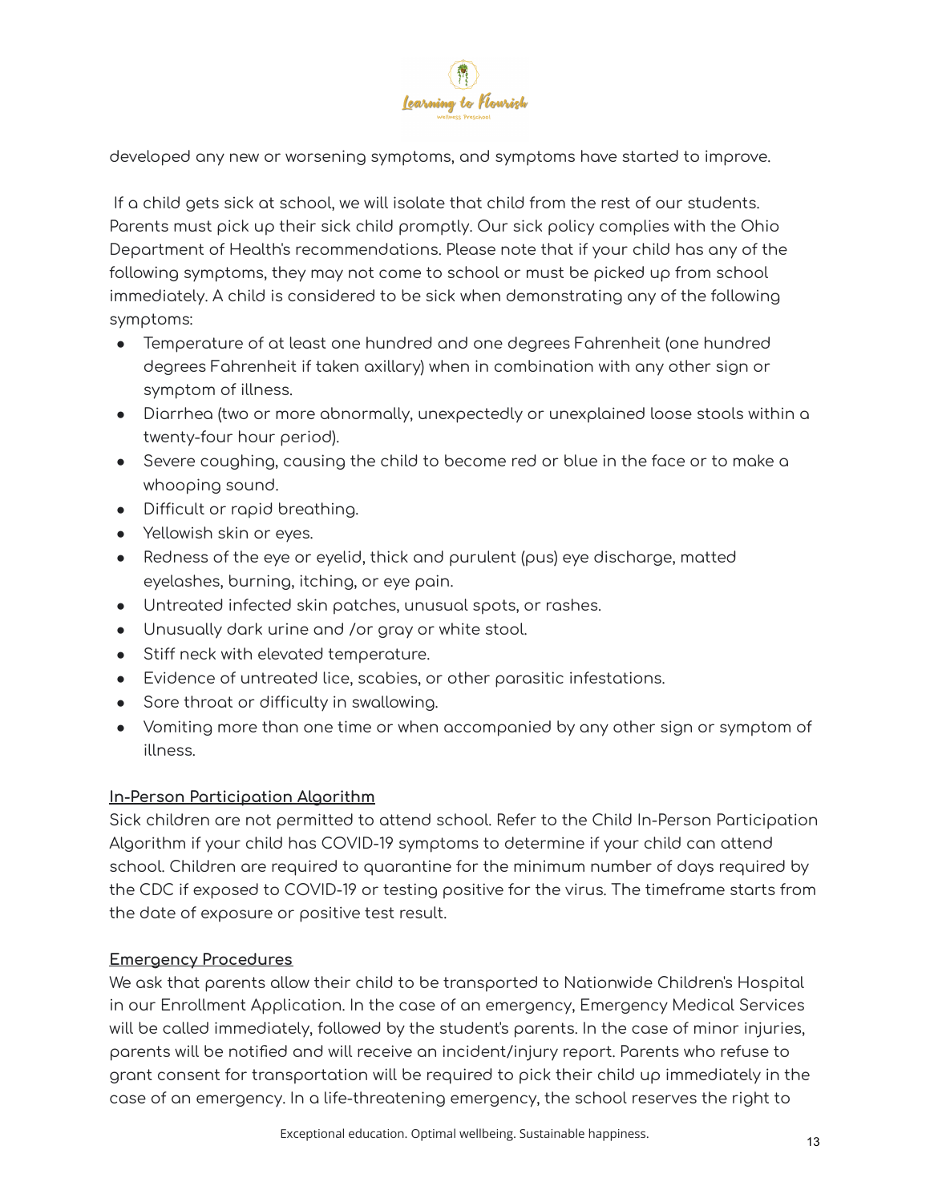developed any new or worsening symptoms, and symptoms have started to improve.

If a child gets sick at school, we will isolate that child from the rest of our students. Parents must pick up their sick child promptly. Our sick policy complies with the Ohio Department of Health's recommendations. Please note that if your child has any of the following symptoms, they may not come to school or must be picked up from school immediately. A child is considered to be sick when demonstrating any of the following symptoms:

- Temperature of at least one hundred and one degrees Fahrenheit (one hundred degrees Fahrenheit if taken axillary) when in combination with any other sign or symptom of illness.
- Diarrhea (two or more abnormally, unexpectedly or unexplained loose stools within a twenty-four hour period).
- Severe coughing, causing the child to become red or blue in the face or to make a whooping sound.
- Difficult or rapid breathing.
- Yellowish skin or eyes.
- Redness of the eye or eyelid, thick and purulent (pus) eye discharge, matted eyelashes, burning, itching, or eye pain.
- Untreated infected skin patches, unusual spots, or rashes.
- Unusually dark urine and /or gray or white stool.
- Stiff neck with elevated temperature.
- Evidence of untreated lice, scabies, or other parasitic infestations.
- Sore throat or difficulty in swallowing.
- Vomiting more than one time or when accompanied by any other sign or symptom of illness.

## In-Person Participation Algorithm

Sick children are not permitted to attend school. Refer to the Child In-Person Participation Algorithm if your child has COVID-19 symptoms to determine if your child can attend school. Children are required to quarantine for the minimum number of days required by the CDC if exposed to COVID-19 or testing positive for the virus. The timeframe starts from the date of exposure or positive test result.

## Emergency Procedures

We ask that parents allow their child to be transported to Nationwide Children's Hospital in our Enrollment Application. In the case of an emergency, Emergency Medical Services will be called immediately, followed by the student's parents. In the case of minor injuries, parents will be notified and will receive an incident/injury report. Parents who refuse to grant consent for transportation will be required to pick their child up immediately in the case of an emergency. In a life-threatening emergency, the school reserves the right to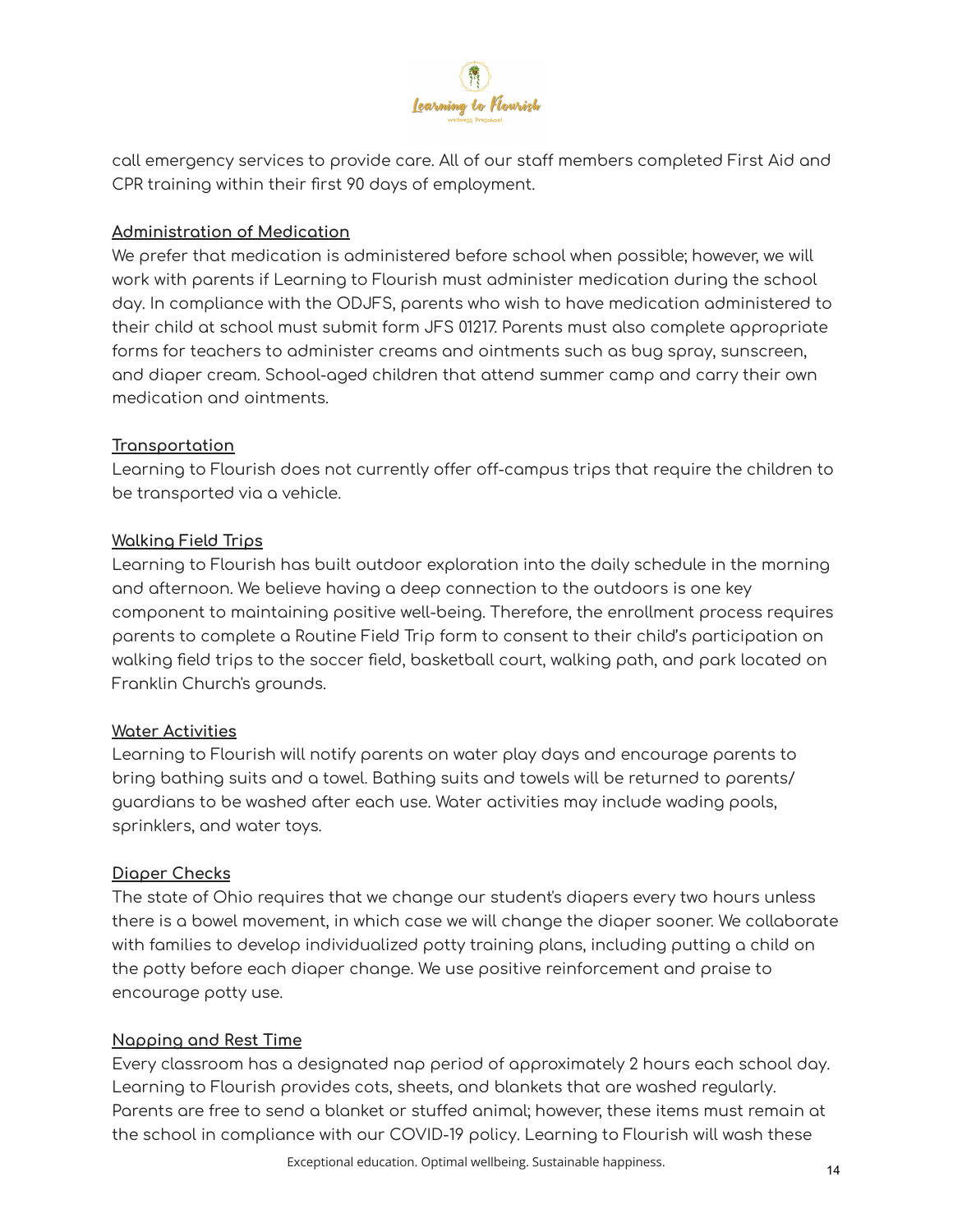call emergency services to provide care. All of our staff members completed First Aid and CPR training within their first 90 days of employment.

## Administration of Medication

We prefer that medication is administered before school when possible; however, we will work with parents if Learning to Flourish must administer medication during the school day. In compliance with the ODJFS, parents who wish to have medication administered to their child at school must submit form JFS 01217. Parents must also complete appropriate forms for teachers to administer creams and ointments such as bug spray, sunscreen, and diaper cream. School-aged children that attend summer camp and carry their own medication and ointments.

## Transportation

Learning to Flourish does not currently offer off-campus trips that require the children to be transported via a vehicle.

## Walking Field Trips

Learning to Flourish has built outdoor exploration into the daily schedule in the morning and afternoon. We believe having a deep connection to the outdoors is one key component to maintaining positive well-being. Therefore, the enrollment process requires parents to complete a Routine Field Trip form to consent to their child's participation on walking field trips to the soccer field, basketball court, walking path, and park located on Franklin Church's grounds.

## Water Activities

Learning to Flourish will notify parents on water play days and encourage parents to bring bathing suits and a towel. Bathing suits and towels will be returned to parents/guardians to be washed after each use. Water activities may include wading pools, sprinklers, and water toys.

## Diaper Checks

The state of Ohio requires that we change our student's diapers every two hours unless there is a bowel movement, in which case we will change the diaper sooner. We collaborate with families to develop individualized potty training plans, including putting a child on the potty before each diaper change. We use positive reinforcement and praise to encourage potty use.

## Napping and Rest Time

Every classroom has a designated nap period of approximately 2 hours each school day. Learning to Flourish provides cots, sheets, and blankets that are washed regularly. Parents are free to send a blanket or stuffed animal; however, these items must remain at the school in compliance with our COVID-19 policy. Learning to Flourish will wash these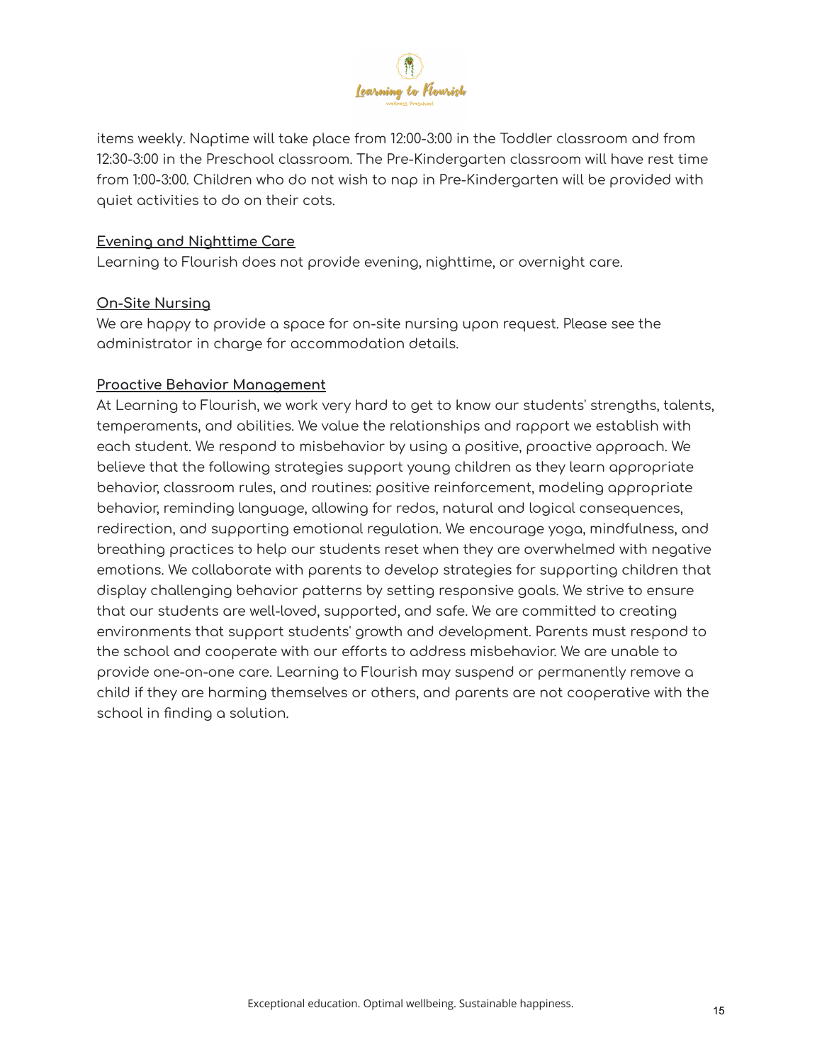items weekly. Naptime will take place from 12:00-3:00 in the Toddler classroom and from 12:30-3:00 in the Preschool classroom. The Pre-Kindergarten classroom will have rest time from 1:00-3:00. Children who do not wish to nap in Pre-Kindergarten will be provided with quiet activities to do on their cots.

## Evening and Nighttime Care

Learning to Flourish does not provide evening, nighttime, or overnight care.

## On-Site Nursing

We are happy to provide a space for on-site nursing upon request. Please see the administrator in charge for accommodation details.

## Proactive Behavior Management

At Learning to Flourish, we work very hard to get to know our students' strengths, talents, temperaments, and abilities. We value the relationships and rapport we establish with each student. We respond to misbehavior by using a positive, proactive approach. We believe that the following strategies support young children as they learn appropriate behavior, classroom rules, and routines: positive reinforcement, modeling appropriate behavior, reminding language, allowing for redos, natural and logical consequences, redirection, and supporting emotional regulation. We encourage yoga, mindfulness, and breathing practices to help our students reset when they are overwhelmed with negative emotions. We collaborate with parents to develop strategies for supporting children that display challenging behavior patterns by setting responsive goals. We strive to ensure that our students are well-loved, supported, and safe. We are committed to creating environments that support students' growth and development. Parents must respond to the school and cooperate with our efforts to address misbehavior. We are unable to provide one-on-one care. Learning to Flourish may suspend or permanently remove a child if they are harming themselves or others, and parents are not cooperative with the school in finding a solution.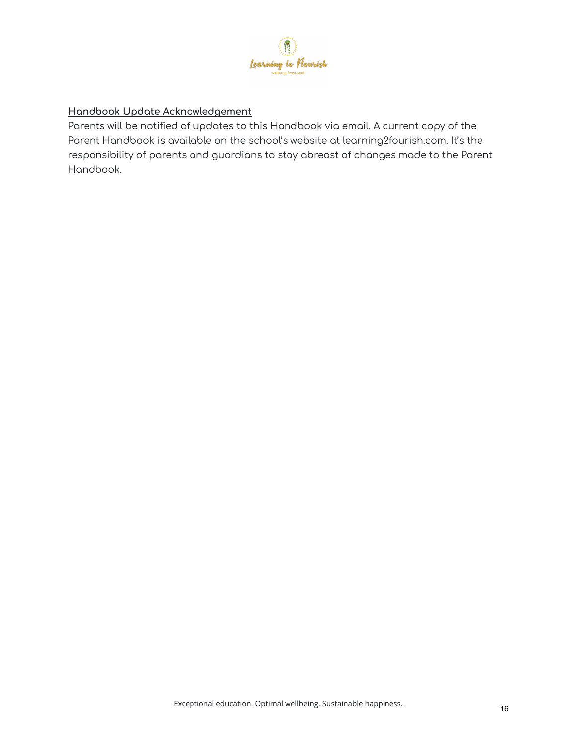## Handbook Update Acknowledgement

Parents will be notified of updates to this Handbook via email. A current copy of the Parent Handbook is available on the school's website at learning2fourish.com. It's the responsibility of parents and guardians to stay abreast of changes made to the Parent Handbook.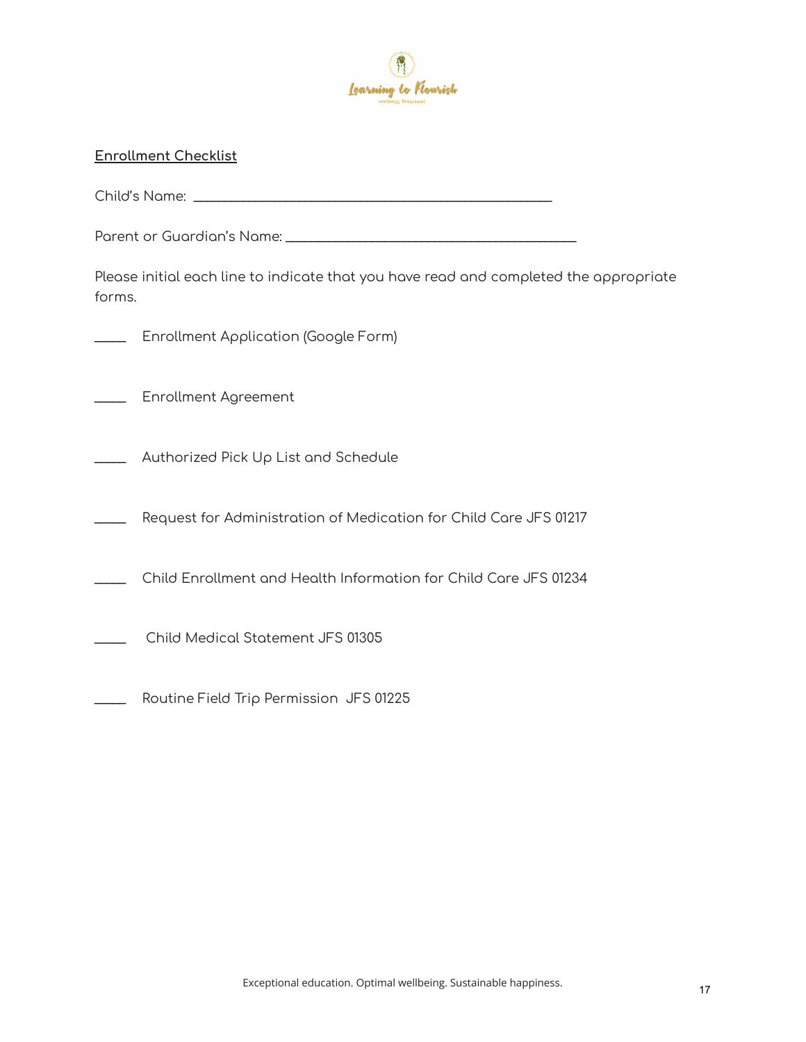**Enrollment Checklist**

Child's Name: ______________________________________________

Parent or Guardian's Name: _____________________________________

Please initial each line to indicate that you have read and completed the appropriate forms.

____ Enrollment Application (Google Form)

____ Enrollment Agreement

____ Authorized Pick Up List and Schedule

____ Request for Administration of Medication for Child Care JFS 01217

____ Child Enrollment and Health Information for Child Care JFS 01234

____ Child Medical Statement JFS 01305

____ Routine Field Trip Permission JFS 01225

Exceptional education. Optimal wellbeing. Sustainable happiness.